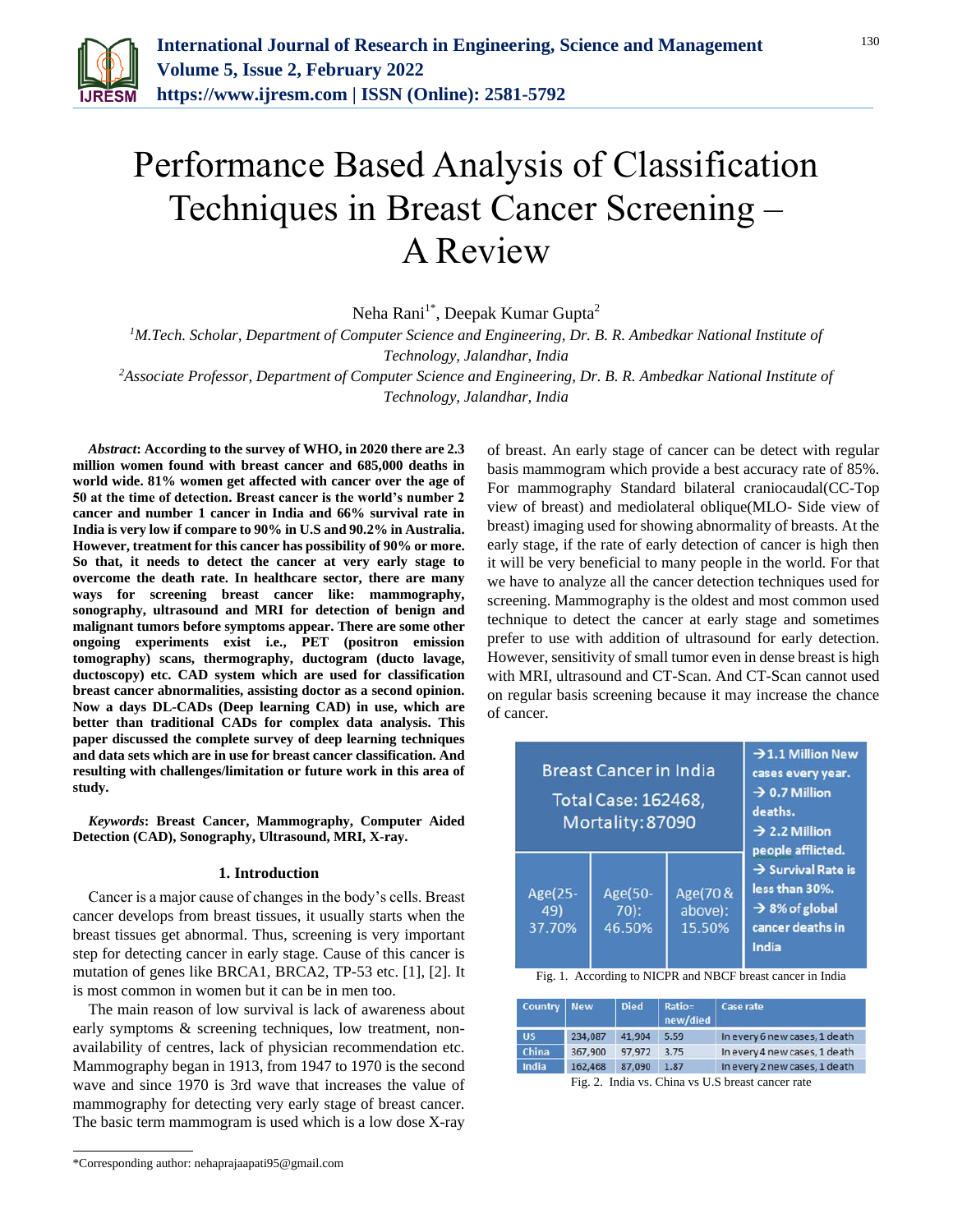# Performance Based Analysis of Classification Techniques in Breast Cancer Screening – A Review

Neha Rani[1*], Deepak Kumar Gupta[2]

[1]*M.Tech. Scholar, Department of Computer Science and Engineering, Dr. B. R. Ambedkar National Institute of Technology, Jalandhar, India*

[2]*Associate Professor, Department of Computer Science and Engineering, Dr. B. R. Ambedkar National Institute of Technology, Jalandhar, India*

***Abstract*: According to the survey of WHO, in 2020 there are 2.3 million women found with breast cancer and 685,000 deaths in world wide. 81% women get affected with cancer over the age of 50 at the time of detection. Breast cancer is the world's number 2 cancer and number 1 cancer in India and 66% survival rate in India is very low if compare to 90% in U.S and 90.2% in Australia. However, treatment for this cancer has possibility of 90% or more. So that, it needs to detect the cancer at very early stage to overcome the death rate. In healthcare sector, there are many ways for screening breast cancer like: mammography, sonography, ultrasound and MRI for detection of benign and malignant tumors before symptoms appear. There are some other ongoing experiments exist i.e., PET (positron emission tomography) scans, thermography, ductogram (ducto lavage, ductoscopy) etc. CAD system which are used for classification breast cancer abnormalities, assisting doctor as a second opinion. Now a days DL-CADs (Deep learning CAD) in use, which are better than traditional CADs for complex data analysis. This paper discussed the complete survey of deep learning techniques and data sets which are in use for breast cancer classification. And resulting with challenges/limitation or future work in this area of study.**

***Keywords*: Breast Cancer, Mammography, Computer Aided Detection (CAD), Sonography, Ultrasound, MRI, X-ray.**

## 1. Introduction

Cancer is a major cause of changes in the body's cells. Breast cancer develops from breast tissues, it usually starts when the breast tissues get abnormal. Thus, screening is very important step for detecting cancer in early stage. Cause of this cancer is mutation of genes like BRCA1, BRCA2, TP-53 etc. [1], [2]. It is most common in women but it can be in men too.

The main reason of low survival is lack of awareness about early symptoms & screening techniques, low treatment, non-availability of centres, lack of physician recommendation etc. Mammography began in 1913, from 1947 to 1970 is the second wave and since 1970 is 3rd wave that increases the value of mammography for detecting very early stage of breast cancer. The basic term mammogram is used which is a low dose X-ray of breast. An early stage of cancer can be detect with regular basis mammogram which provide a best accuracy rate of 85%. For mammography Standard bilateral craniocaudal(CC-Top view of breast) and mediolateral oblique(MLO- Side view of breast) imaging used for showing abnormality of breasts. At the early stage, if the rate of early detection of cancer is high then it will be very beneficial to many people in the world. For that we have to analyze all the cancer detection techniques used for screening. Mammography is the oldest and most common used technique to detect the cancer at early stage and sometimes prefer to use with addition of ultrasound for early detection. However, sensitivity of small tumor even in dense breast is high with MRI, ultrasound and CT-Scan. And CT-Scan cannot used on regular basis screening because it may increase the chance of cancer.

| Breast Cancer in India<br>Total Case: 162468,<br>Mortality:87090 | | | → 1.1 Million New cases every year.<br>→ 0.7 Million deaths.<br>→ 2.2 Million people afflicted.<br>→ Survival Rate is less than 30%.<br>→ 8% of global cancer deaths in India |
|---|---|---|---|
| Age(25-49)<br>37.70% | Age(50-70):<br>46.50% | Age(70 & above):<br>15.50% | |

Fig. 1. According to NICPR and NBCF breast cancer in India

| Country | New | Died | Ratio= new/died | Case rate |
|---|---|---|---|---|
| US | 234,087 | 41,904 | 5.59 | In every 6 new cases, 1 death |
| China | 367,900 | 97,972 | 3.75 | In every 4 new cases, 1 death |
| India | 162,468 | 87,090 | 1.87 | In every 2 new cases, 1 death |

Fig. 2. India vs. China vs U.S breast cancer rate

---

*Corresponding author: nehaprajaapati95@gmail.com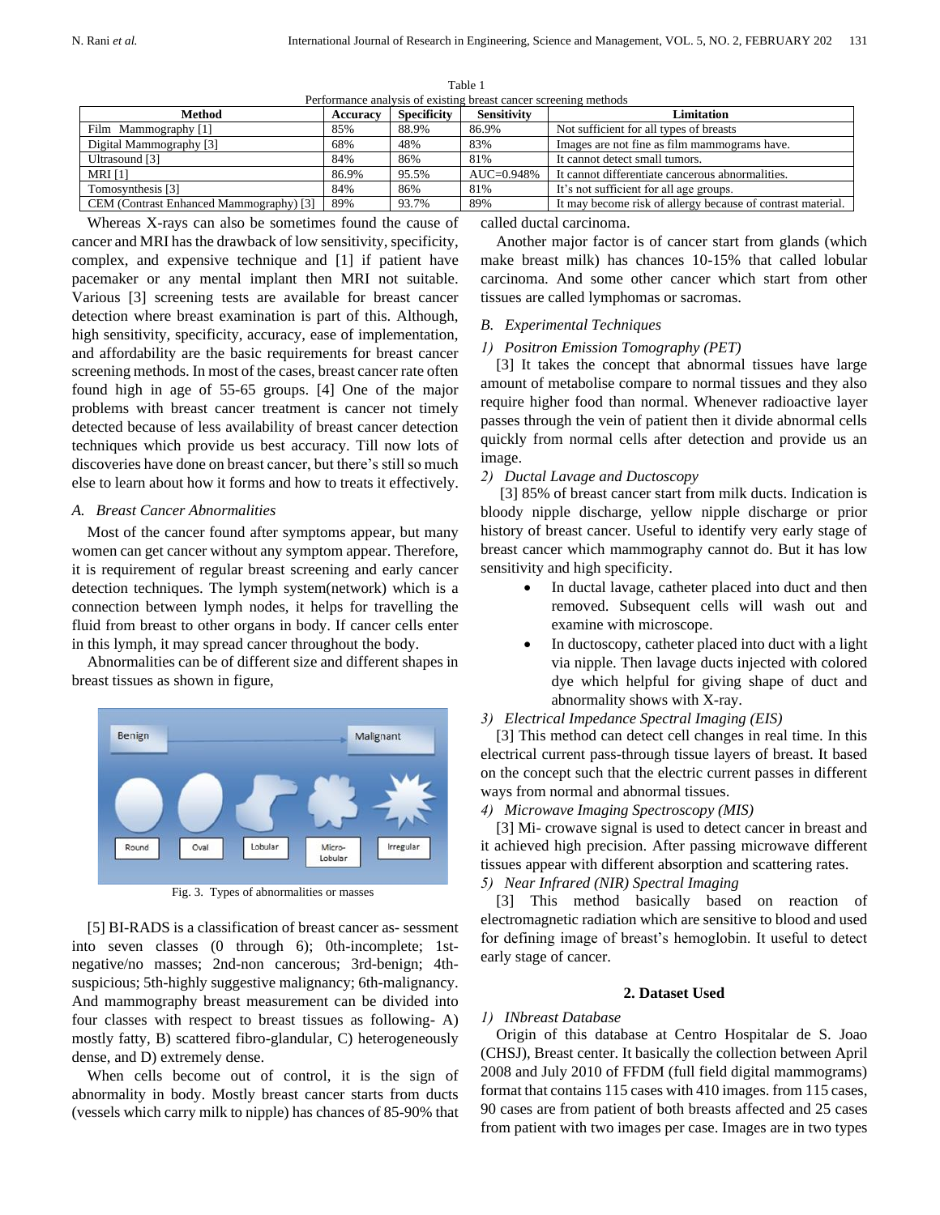Table 1
Performance analysis of existing breast cancer screening methods

| Method | Accuracy | Specificity | Sensitivity | Limitation |
|---|---|---|---|---|
| Film Mammography [1] | 85% | 88.9% | 86.9% | Not sufficient for all types of breasts |
| Digital Mammography [3] | 68% | 48% | 83% | Images are not fine as film mammograms have. |
| Ultrasound [3] | 84% | 86% | 81% | It cannot detect small tumors. |
| MRI [1] | 86.9% | 95.5% | AUC=0.948% | It cannot differentiate cancerous abnormalities. |
| Tomosynthesis [3] | 84% | 86% | 81% | It's not sufficient for all age groups. |
| CEM (Contrast Enhanced Mammography) [3] | 89% | 93.7% | 89% | It may become risk of allergy because of contrast material. |

Whereas X-rays can also be sometimes found the cause of cancer and MRI has the drawback of low sensitivity, specificity, complex, and expensive technique and [1] if patient have pacemaker or any mental implant then MRI not suitable. Various [3] screening tests are available for breast cancer detection where breast examination is part of this. Although, high sensitivity, specificity, accuracy, ease of implementation, and affordability are the basic requirements for breast cancer screening methods. In most of the cases, breast cancer rate often found high in age of 55-65 groups. [4] One of the major problems with breast cancer treatment is cancer not timely detected because of less availability of breast cancer detection techniques which provide us best accuracy. Till now lots of discoveries have done on breast cancer, but there's still so much else to learn about how it forms and how to treats it effectively.

### *A. Breast Cancer Abnormalities*

Most of the cancer found after symptoms appear, but many women can get cancer without any symptom appear. Therefore, it is requirement of regular breast screening and early cancer detection techniques. The lymph system(network) which is a connection between lymph nodes, it helps for travelling the fluid from breast to other organs in body. If cancer cells enter in this lymph, it may spread cancer throughout the body.

Abnormalities can be of different size and different shapes in breast tissues as shown in figure,

Fig. 3. Types of abnormalities or masses

[5] BI-RADS is a classification of breast cancer as- sessment into seven classes (0 through 6); 0th-incomplete; 1st-negative/no masses; 2nd-non cancerous; 3rd-benign; 4th-suspicious; 5th-highly suggestive malignancy; 6th-malignancy. And mammography breast measurement can be divided into four classes with respect to breast tissues as following- A) mostly fatty, B) scattered fibro-glandular, C) heterogeneously dense, and D) extremely dense.

When cells become out of control, it is the sign of abnormality in body. Mostly breast cancer starts from ducts (vessels which carry milk to nipple) has chances of 85-90% that called ductal carcinoma.

Another major factor is of cancer start from glands (which make breast milk) has chances 10-15% that called lobular carcinoma. And some other cancer which start from other tissues are called lymphomas or sacromas.

### *B. Experimental Techniques*

#### *1) Positron Emission Tomography (PET)*

[3] It takes the concept that abnormal tissues have large amount of metabolise compare to normal tissues and they also require higher food than normal. Whenever radioactive layer passes through the vein of patient then it divide abnormal cells quickly from normal cells after detection and provide us an image.

#### *2) Ductal Lavage and Ductoscopy*

[3] 85% of breast cancer start from milk ducts. Indication is bloody nipple discharge, yellow nipple discharge or prior history of breast cancer. Useful to identify very early stage of breast cancer which mammography cannot do. But it has low sensitivity and high specificity.

- In ductal lavage, catheter placed into duct and then removed. Subsequent cells will wash out and examine with microscope.
- In ductoscopy, catheter placed into duct with a light via nipple. Then lavage ducts injected with colored dye which helpful for giving shape of duct and abnormality shows with X-ray.

#### *3) Electrical Impedance Spectral Imaging (EIS)*

[3] This method can detect cell changes in real time. In this electrical current pass-through tissue layers of breast. It based on the concept such that the electric current passes in different ways from normal and abnormal tissues.

#### *4) Microwave Imaging Spectroscopy (MIS)*

[3] Mi- crowave signal is used to detect cancer in breast and it achieved high precision. After passing microwave different tissues appear with different absorption and scattering rates.

#### *5) Near Infrared (NIR) Spectral Imaging*

[3] This method basically based on reaction of electromagnetic radiation which are sensitive to blood and used for defining image of breast's hemoglobin. It useful to detect early stage of cancer.

## 2. Dataset Used

#### *1) INbreast Database*

Origin of this database at Centro Hospitalar de S. Joao (CHSJ), Breast center. It basically the collection between April 2008 and July 2010 of FFDM (full field digital mammograms) format that contains 115 cases with 410 images. from 115 cases, 90 cases are from patient of both breasts affected and 25 cases from patient with two images per case. Images are in two types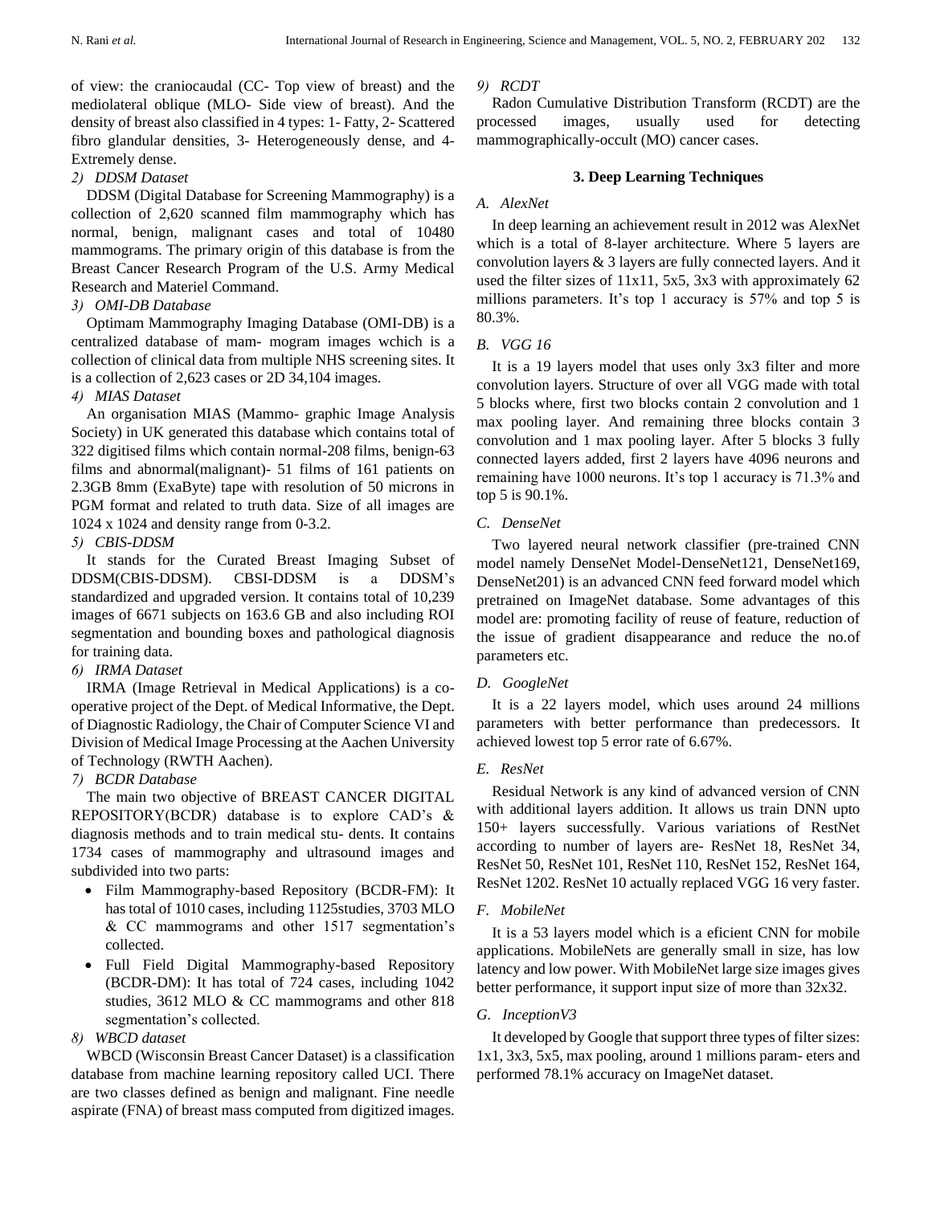of view: the craniocaudal (CC- Top view of breast) and the mediolateral oblique (MLO- Side view of breast). And the density of breast also classified in 4 types: 1- Fatty, 2- Scattered fibro glandular densities, 3- Heterogeneously dense, and 4- Extremely dense.

*2) DDSM Dataset*

DDSM (Digital Database for Screening Mammography) is a collection of 2,620 scanned film mammography which has normal, benign, malignant cases and total of 10480 mammograms. The primary origin of this database is from the Breast Cancer Research Program of the U.S. Army Medical Research and Materiel Command.

*3) OMI-DB Database*

Optimam Mammography Imaging Database (OMI-DB) is a centralized database of mam- mogram images wchich is a collection of clinical data from multiple NHS screening sites. It is a collection of 2,623 cases or 2D 34,104 images.

*4) MIAS Dataset*

An organisation MIAS (Mammo- graphic Image Analysis Society) in UK generated this database which contains total of 322 digitised films which contain normal-208 films, benign-63 films and abnormal(malignant)- 51 films of 161 patients on 2.3GB 8mm (ExaByte) tape with resolution of 50 microns in PGM format and related to truth data. Size of all images are 1024 x 1024 and density range from 0-3.2.

*5) CBIS-DDSM*

It stands for the Curated Breast Imaging Subset of DDSM(CBIS-DDSM). CBSI-DDSM is a DDSM's standardized and upgraded version. It contains total of 10,239 images of 6671 subjects on 163.6 GB and also including ROI segmentation and bounding boxes and pathological diagnosis for training data.

*6) IRMA Dataset*

IRMA (Image Retrieval in Medical Applications) is a co-operative project of the Dept. of Medical Informative, the Dept. of Diagnostic Radiology, the Chair of Computer Science VI and Division of Medical Image Processing at the Aachen University of Technology (RWTH Aachen).

*7) BCDR Database*

The main two objective of BREAST CANCER DIGITAL REPOSITORY(BCDR) database is to explore CAD's & diagnosis methods and to train medical stu- dents. It contains 1734 cases of mammography and ultrasound images and subdivided into two parts:

- Film Mammography-based Repository (BCDR-FM): It has total of 1010 cases, including 1125studies, 3703 MLO & CC mammograms and other 1517 segmentation's collected.
- Full Field Digital Mammography-based Repository (BCDR-DM): It has total of 724 cases, including 1042 studies, 3612 MLO & CC mammograms and other 818 segmentation's collected.

*8) WBCD dataset*

WBCD (Wisconsin Breast Cancer Dataset) is a classification database from machine learning repository called UCI. There are two classes defined as benign and malignant. Fine needle aspirate (FNA) of breast mass computed from digitized images.

*9) RCDT*

Radon Cumulative Distribution Transform (RCDT) are the processed images, usually used for detecting mammographically-occult (MO) cancer cases.

## 3. Deep Learning Techniques

### *A. AlexNet*

In deep learning an achievement result in 2012 was AlexNet which is a total of 8-layer architecture. Where 5 layers are convolution layers & 3 layers are fully connected layers. And it used the filter sizes of 11x11, 5x5, 3x3 with approximately 62 millions parameters. It's top 1 accuracy is 57% and top 5 is 80.3%.

### *B. VGG 16*

It is a 19 layers model that uses only 3x3 filter and more convolution layers. Structure of over all VGG made with total 5 blocks where, first two blocks contain 2 convolution and 1 max pooling layer. And remaining three blocks contain 3 convolution and 1 max pooling layer. After 5 blocks 3 fully connected layers added, first 2 layers have 4096 neurons and remaining have 1000 neurons. It's top 1 accuracy is 71.3% and top 5 is 90.1%.

### *C. DenseNet*

Two layered neural network classifier (pre-trained CNN model namely DenseNet Model-DenseNet121, DenseNet169, DenseNet201) is an advanced CNN feed forward model which pretrained on ImageNet database. Some advantages of this model are: promoting facility of reuse of feature, reduction of the issue of gradient disappearance and reduce the no.of parameters etc.

### *D. GoogleNet*

It is a 22 layers model, which uses around 24 millions parameters with better performance than predecessors. It achieved lowest top 5 error rate of 6.67%.

### *E. ResNet*

Residual Network is any kind of advanced version of CNN with additional layers addition. It allows us train DNN upto 150+ layers successfully. Various variations of RestNet according to number of layers are- ResNet 18, ResNet 34, ResNet 50, ResNet 101, ResNet 110, ResNet 152, ResNet 164, ResNet 1202. ResNet 10 actually replaced VGG 16 very faster.

### *F. MobileNet*

It is a 53 layers model which is a eficient CNN for mobile applications. MobileNets are generally small in size, has low latency and low power. With MobileNet large size images gives better performance, it support input size of more than 32x32.

### *G. InceptionV3*

It developed by Google that support three types of filter sizes: 1x1, 3x3, 5x5, max pooling, around 1 millions param- eters and performed 78.1% accuracy on ImageNet dataset.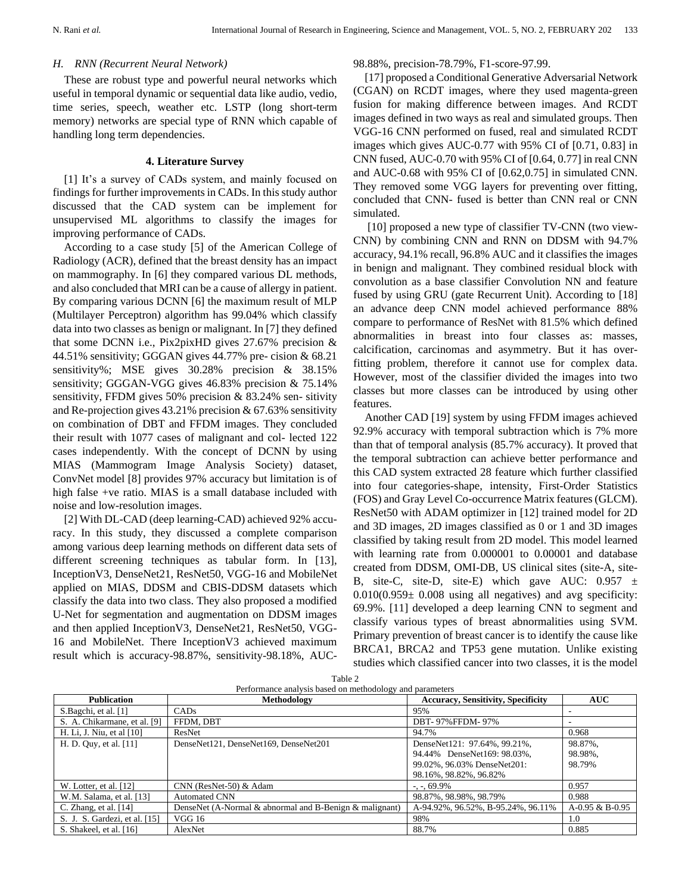### H. RNN (Recurrent Neural Network)

These are robust type and powerful neural networks which useful in temporal dynamic or sequential data like audio, vedio, time series, speech, weather etc. LSTP (long short-term memory) networks are special type of RNN which capable of handling long term dependencies.

## 4. Literature Survey

[1] It's a survey of CADs system, and mainly focused on findings for further improvements in CADs. In this study author discussed that the CAD system can be implement for unsupervised ML algorithms to classify the images for improving performance of CADs.

According to a case study [5] of the American College of Radiology (ACR), defined that the breast density has an impact on mammography. In [6] they compared various DL methods, and also concluded that MRI can be a cause of allergy in patient. By comparing various DCNN [6] the maximum result of MLP (Multilayer Perceptron) algorithm has 99.04% which classify data into two classes as benign or malignant. In [7] they defined that some DCNN i.e., Pix2pixHD gives 27.67% precision & 44.51% sensitivity; GGGAN gives 44.77% pre- cision & 68.21 sensitivity%; MSE gives 30.28% precision & 38.15% sensitivity; GGGAN-VGG gives 46.83% precision & 75.14% sensitivity, FFDM gives 50% precision & 83.24% sen- sitivity and Re-projection gives 43.21% precision & 67.63% sensitivity on combination of DBT and FFDM images. They concluded their result with 1077 cases of malignant and col- lected 122 cases independently. With the concept of DCNN by using MIAS (Mammogram Image Analysis Society) dataset, ConvNet model [8] provides 97% accuracy but limitation is of high false +ve ratio. MIAS is a small database included with noise and low-resolution images.

[2] With DL-CAD (deep learning-CAD) achieved 92% accu- racy. In this study, they discussed a complete comparison among various deep learning methods on different data sets of different screening techniques as tabular form. In [13], InceptionV3, DenseNet21, ResNet50, VGG-16 and MobileNet applied on MIAS, DDSM and CBIS-DDSM datasets which classify the data into two class. They also proposed a modified U-Net for segmentation and augmentation on DDSM images and then applied InceptionV3, DenseNet21, ResNet50, VGG-16 and MobileNet. There InceptionV3 achieved maximum result which is accuracy-98.87%, sensitivity-98.18%, AUC-98.88%, precision-78.79%, F1-score-97.99.

[17] proposed a Conditional Generative Adversarial Network (CGAN) on RCDT images, where they used magenta-green fusion for making difference between images. And RCDT images defined in two ways as real and simulated groups. Then VGG-16 CNN performed on fused, real and simulated RCDT images which gives AUC-0.77 with 95% CI of [0.71, 0.83] in CNN fused, AUC-0.70 with 95% CI of [0.64, 0.77] in real CNN and AUC-0.68 with 95% CI of [0.62,0.75] in simulated CNN. They removed some VGG layers for preventing over fitting, concluded that CNN- fused is better than CNN real or CNN simulated.

[10] proposed a new type of classifier TV-CNN (two view-CNN) by combining CNN and RNN on DDSM with 94.7% accuracy, 94.1% recall, 96.8% AUC and it classifies the images in benign and malignant. They combined residual block with convolution as a base classifier Convolution NN and feature fused by using GRU (gate Recurrent Unit). According to [18] an advance deep CNN model achieved performance 88% compare to performance of ResNet with 81.5% which defined abnormalities in breast into four classes as: masses, calcification, carcinomas and asymmetry. But it has over-fitting problem, therefore it cannot use for complex data. However, most of the classifier divided the images into two classes but more classes can be introduced by using other features.

Another CAD [19] system by using FFDM images achieved 92.9% accuracy with temporal subtraction which is 7% more than that of temporal analysis (85.7% accuracy). It proved that the temporal subtraction can achieve better performance and this CAD system extracted 28 feature which further classified into four categories-shape, intensity, First-Order Statistics (FOS) and Gray Level Co-occurrence Matrix features (GLCM). ResNet50 with ADAM optimizer in [12] trained model for 2D and 3D images, 2D images classified as 0 or 1 and 3D images classified by taking result from 2D model. This model learned with learning rate from 0.000001 to 0.00001 and database created from DDSM, OMI-DB, US clinical sites (site-A, site-B, site-C, site-D, site-E) which gave AUC: 0.957 ± 0.010(0.959± 0.008 using all negatives) and avg specificity: 69.9%. [11] developed a deep learning CNN to segment and classify various types of breast abnormalities using SVM. Primary prevention of breast cancer is to identify the cause like BRCA1, BRCA2 and TP53 gene mutation. Unlike existing studies which classified cancer into two classes, it is the model

Table 2
Performance analysis based on methodology and parameters

| Publication | Methodology | Accuracy, Sensitivity, Specificity | AUC |
|---|---|---|---|
| S.Bagchi, et al. [1] | CADs | 95% | - |
| S. A. Chikarmane, et al. [9] | FFDM, DBT | DBT- 97%FFDM- 97% | - |
| H. Li, J. Niu, et al [10] | ResNet | 94.7% | 0.968 |
| H. D. Quy, et al. [11] | DenseNet121, DenseNet169, DenseNet201 | DenseNet121: 97.64%, 99.21%, 94.44% DenseNet169: 98.03%, 99.02%, 96.03% DenseNet201: 98.16%, 98.82%, 96.82% | 98.87%, 98.98%, 98.79% |
| W. Lotter, et al. [12] | CNN (ResNet-50) & Adam | -, -, 69.9% | 0.957 |
| W.M. Salama, et al. [13] | Automated CNN | 98.87%, 98.98%, 98.79% | 0.988 |
| C. Zhang, et al. [14] | DenseNet (A-Normal & abnormal and B-Benign & malignant) | A-94.92%, 96.52%, B-95.24%, 96.11% | A-0.95 & B-0.95 |
| S. J. S. Gardezi, et al. [15] | VGG 16 | 98% | 1.0 |
| S. Shakeel, et al. [16] | AlexNet | 88.7% | 0.885 |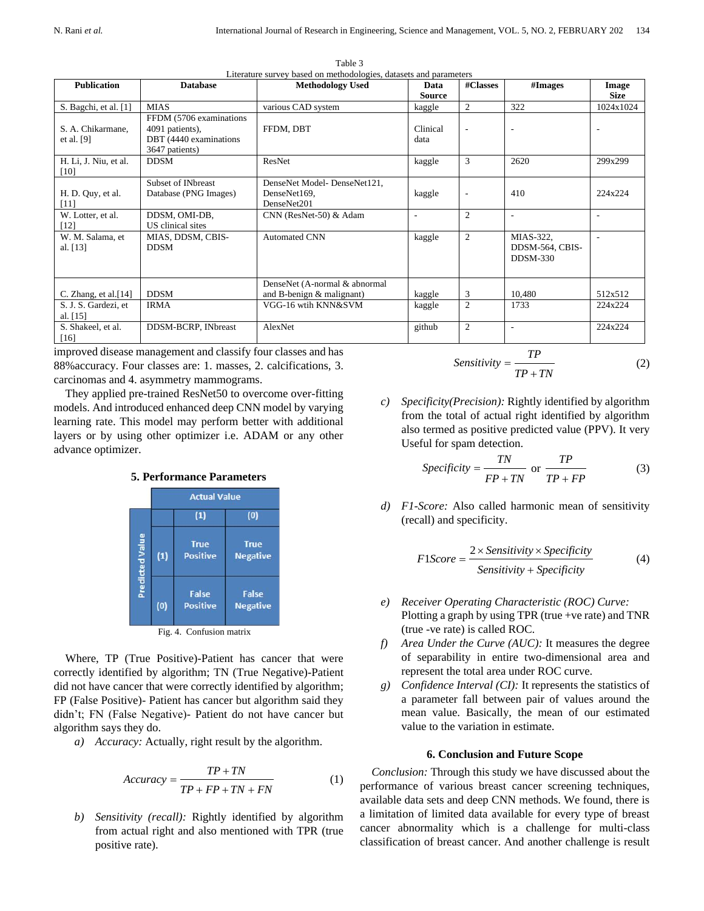Table 3
Literature survey based on methodologies, datasets and parameters

| Publication | Database | Methodology Used | Data Source | #Classes | #Images | Image Size |
|---|---|---|---|---|---|---|
| S. Bagchi, et al. [1] | MIAS | various CAD system | kaggle | 2 | 322 | 1024x1024 |
| S. A. Chikarmane, et al. [9] | FFDM (5706 examinations 4091 patients), DBT (4440 examinations 3647 patients) | FFDM, DBT | Clinical data | - | - | - |
| H. Li, J. Niu, et al. [10] | DDSM | ResNet | kaggle | 3 | 2620 | 299x299 |
| H. D. Quy, et al. [11] | Subset of INbreast Database (PNG Images) | DenseNet Model- DenseNet121, DenseNet169, DenseNet201 | kaggle | - | 410 | 224x224 |
| W. Lotter, et al. [12] | DDSM, OMI-DB, US clinical sites | CNN (ResNet-50) & Adam | - | 2 | - | - |
| W. M. Salama, et al. [13] | MIAS, DDSM, CBIS-DDSM | Automated CNN | kaggle | 2 | MIAS-322, DDSM-564, CBIS-DDSM-330 | - |
| C. Zhang, et al.[14] | DDSM | DenseNet (A-normal & abnormal and B-benign & malignant) | kaggle | 3 | 10,480 | 512x512 |
| S. J. S. Gardezi, et al. [15] | IRMA | VGG-16 wtih KNN&SVM | kaggle | 2 | 1733 | 224x224 |
| S. Shakeel, et al. [16] | DDSM-BCRP, INbreast | AlexNet | github | 2 | - | 224x224 |

improved disease management and classify four classes and has 88%accuracy. Four classes are: 1. masses, 2. calcifications, 3. carcinomas and 4. asymmetry mammograms.

They applied pre-trained ResNet50 to overcome over-fitting models. And introduced enhanced deep CNN model by varying learning rate. This model may perform better with additional layers or by using other optimizer i.e. ADAM or any other advance optimizer.

## 5. Performance Parameters

| | | Actual Value | |
|---|---|---|---|
| | | (1) | (0) |
| Predicted Value | (1) | True Positive | True Negative |
| | (0) | False Positive | False Negative |

Fig. 4. Confusion matrix

Where, TP (True Positive)-Patient has cancer that were correctly identified by algorithm; TN (True Negative)-Patient did not have cancer that were correctly identified by algorithm; FP (False Positive)- Patient has cancer but algorithm said they didn't; FN (False Negative)- Patient do not have cancer but algorithm says they do.

a) *Accuracy:* Actually, right result by the algorithm.

$$Accuracy = \frac{TP + TN}{TP + FP + TN + FN} \tag{1}$$

b) *Sensitivity (recall):* Rightly identified by algorithm from actual right and also mentioned with TPR (true positive rate).

$$Sensitivity = \frac{TP}{TP + TN} \tag{2}$$

c) *Specificity(Precision):* Rightly identified by algorithm from the total of actual right identified by algorithm also termed as positive predicted value (PPV). It very Useful for spam detection.

$$Specificity = \frac{TN}{FP + TN} \text{ or } \frac{TP}{TP + FP} \tag{3}$$

d) *F1-Score:* Also called harmonic mean of sensitivity (recall) and specificity.

$$F1Score = \frac{2 \times Sensitivity \times Specificity}{Sensitivity + Specificity} \tag{4}$$

e) *Receiver Operating Characteristic (ROC) Curve:* Plotting a graph by using TPR (true +ve rate) and TNR (true -ve rate) is called ROC.

f) *Area Under the Curve (AUC):* It measures the degree of separability in entire two-dimensional area and represent the total area under ROC curve.

g) *Confidence Interval (CI):* It represents the statistics of a parameter fall between pair of values around the mean value. Basically, the mean of our estimated value to the variation in estimate.

## 6. Conclusion and Future Scope

*Conclusion:* Through this study we have discussed about the performance of various breast cancer screening techniques, available data sets and deep CNN methods. We found, there is a limitation of limited data available for every type of breast cancer abnormality which is a challenge for multi-class classification of breast cancer. And another challenge is result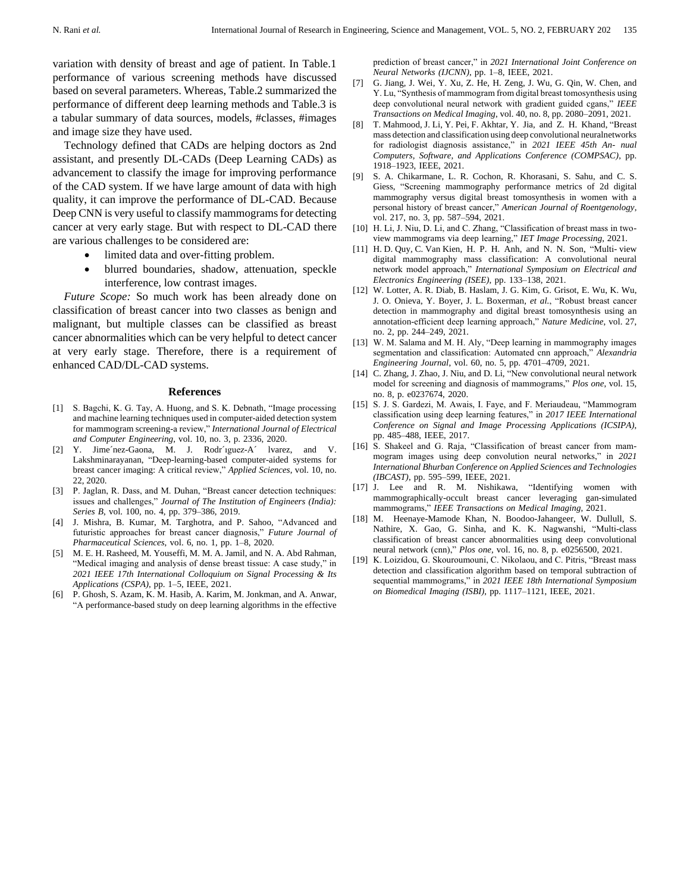variation with density of breast and age of patient. In Table.1 performance of various screening methods have discussed based on several parameters. Whereas, Table.2 summarized the performance of different deep learning methods and Table.3 is a tabular summary of data sources, models, #classes, #images and image size they have used.

Technology defined that CADs are helping doctors as 2nd assistant, and presently DL-CADs (Deep Learning CADs) as advancement to classify the image for improving performance of the CAD system. If we have large amount of data with high quality, it can improve the performance of DL-CAD. Because Deep CNN is very useful to classify mammograms for detecting cancer at very early stage. But with respect to DL-CAD there are various challenges to be considered are:

- limited data and over-fitting problem.
- blurred boundaries, shadow, attenuation, speckle interference, low contrast images.

*Future Scope:* So much work has been already done on classification of breast cancer into two classes as benign and malignant, but multiple classes can be classified as breast cancer abnormalities which can be very helpful to detect cancer at very early stage. Therefore, there is a requirement of enhanced CAD/DL-CAD systems.

## References

[1] S. Bagchi, K. G. Tay, A. Huong, and S. K. Debnath, "Image processing and machine learning techniques used in computer-aided detection system for mammogram screening-a review," *International Journal of Electrical and Computer Engineering*, vol. 10, no. 3, p. 2336, 2020.

[2] Y. Jime´nez-Gaona, M. J. Rodr´ıguez-A´ lvarez, and V. Lakshminarayanan, "Deep-learning-based computer-aided systems for breast cancer imaging: A critical review," *Applied Sciences*, vol. 10, no. 22, 2020.

[3] P. Jaglan, R. Dass, and M. Duhan, "Breast cancer detection techniques: issues and challenges," *Journal of The Institution of Engineers (India): Series B*, vol. 100, no. 4, pp. 379–386, 2019.

[4] J. Mishra, B. Kumar, M. Targhotra, and P. Sahoo, "Advanced and futuristic approaches for breast cancer diagnosis," *Future Journal of Pharmaceutical Sciences*, vol. 6, no. 1, pp. 1–8, 2020.

[5] M. E. H. Rasheed, M. Youseffi, M. M. A. Jamil, and N. A. Abd Rahman, "Medical imaging and analysis of dense breast tissue: A case study," in *2021 IEEE 17th International Colloquium on Signal Processing & Its Applications (CSPA)*, pp. 1–5, IEEE, 2021.

[6] P. Ghosh, S. Azam, K. M. Hasib, A. Karim, M. Jonkman, and A. Anwar, "A performance-based study on deep learning algorithms in the effective prediction of breast cancer," in *2021 International Joint Conference on Neural Networks (IJCNN)*, pp. 1–8, IEEE, 2021.

[7] G. Jiang, J. Wei, Y. Xu, Z. He, H. Zeng, J. Wu, G. Qin, W. Chen, and Y. Lu, "Synthesis of mammogram from digital breast tomosynthesis using deep convolutional neural network with gradient guided cgans," *IEEE Transactions on Medical Imaging*, vol. 40, no. 8, pp. 2080–2091, 2021.

[8] T. Mahmood, J. Li, Y. Pei, F. Akhtar, Y. Jia, and Z. H. Khand, "Breast mass detection and classification using deep convolutional neuralnetworks for radiologist diagnosis assistance," in *2021 IEEE 45th An- nual Computers, Software, and Applications Conference (COMPSAC)*, pp. 1918–1923, IEEE, 2021.

[9] S. A. Chikarmane, L. R. Cochon, R. Khorasani, S. Sahu, and C. S. Giess, "Screening mammography performance metrics of 2d digital mammography versus digital breast tomosynthesis in women with a personal history of breast cancer," *American Journal of Roentgenology*, vol. 217, no. 3, pp. 587–594, 2021.

[10] H. Li, J. Niu, D. Li, and C. Zhang, "Classification of breast mass in two-view mammograms via deep learning," *IET Image Processing*, 2021.

[11] H. D. Quy, C. Van Kien, H. P. H. Anh, and N. N. Son, "Multi- view digital mammography mass classification: A convolutional neural network model approach," *International Symposium on Electrical and Electronics Engineering (ISEE)*, pp. 133–138, 2021.

[12] W. Lotter, A. R. Diab, B. Haslam, J. G. Kim, G. Grisot, E. Wu, K. Wu, J. O. Onieva, Y. Boyer, J. L. Boxerman, *et al.*, "Robust breast cancer detection in mammography and digital breast tomosynthesis using an annotation-efficient deep learning approach," *Nature Medicine*, vol. 27, no. 2, pp. 244–249, 2021.

[13] W. M. Salama and M. H. Aly, "Deep learning in mammography images segmentation and classification: Automated cnn approach," *Alexandria Engineering Journal*, vol. 60, no. 5, pp. 4701–4709, 2021.

[14] C. Zhang, J. Zhao, J. Niu, and D. Li, "New convolutional neural network model for screening and diagnosis of mammograms," *Plos one*, vol. 15, no. 8, p. e0237674, 2020.

[15] S. J. S. Gardezi, M. Awais, I. Faye, and F. Meriaudeau, "Mammogram classification using deep learning features," in *2017 IEEE International Conference on Signal and Image Processing Applications (ICSIPA)*, pp. 485–488, IEEE, 2017.

[16] S. Shakeel and G. Raja, "Classification of breast cancer from mam- mogram images using deep convolution neural networks," in *2021 International Bhurban Conference on Applied Sciences and Technologies (IBCAST)*, pp. 595–599, IEEE, 2021.

[17] J. Lee and R. M. Nishikawa, "Identifying women with mammographically-occult breast cancer leveraging gan-simulated mammograms," *IEEE Transactions on Medical Imaging*, 2021.

[18] M. Heenaye-Mamode Khan, N. Boodoo-Jahangeer, W. Dullull, S. Nathire, X. Gao, G. Sinha, and K. K. Nagwanshi, "Multi-class classification of breast cancer abnormalities using deep convolutional neural network (cnn)," *Plos one*, vol. 16, no. 8, p. e0256500, 2021.

[19] K. Loizidou, G. Skouroumouni, C. Nikolaou, and C. Pitris, "Breast mass detection and classification algorithm based on temporal subtraction of sequential mammograms," in *2021 IEEE 18th International Symposium on Biomedical Imaging (ISBI)*, pp. 1117–1121, IEEE, 2021.